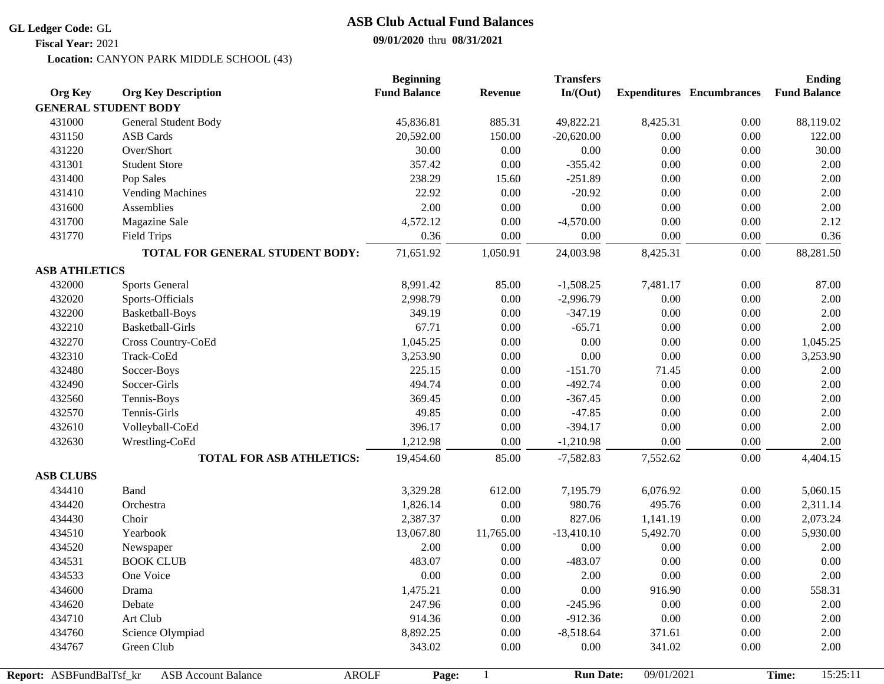**GL Ledger Code:** GL

**Fiscal Year:** 2021

**Location:** CANYON PARK MIDDLE SCHOOL (43)

# ASB Club Actual Fund Balances

**09/01/2020** thru **08/31/2021**

| Org Key | Org Key Description | Beginning Fund Balance | Revenue | Transfers In/(Out) | Expenditures | Encumbrances | Ending Fund Balance |
|---|---|---|---|---|---|---|---|
| **GENERAL STUDENT BODY** | | | | | | | |
| 431000 | General Student Body | 45,836.81 | 885.31 | 49,822.21 | 8,425.31 | 0.00 | 88,119.02 |
| 431150 | ASB Cards | 20,592.00 | 150.00 | -20,620.00 | 0.00 | 0.00 | 122.00 |
| 431220 | Over/Short | 30.00 | 0.00 | 0.00 | 0.00 | 0.00 | 30.00 |
| 431301 | Student Store | 357.42 | 0.00 | -355.42 | 0.00 | 0.00 | 2.00 |
| 431400 | Pop Sales | 238.29 | 15.60 | -251.89 | 0.00 | 0.00 | 2.00 |
| 431410 | Vending Machines | 22.92 | 0.00 | -20.92 | 0.00 | 0.00 | 2.00 |
| 431600 | Assemblies | 2.00 | 0.00 | 0.00 | 0.00 | 0.00 | 2.00 |
| 431700 | Magazine Sale | 4,572.12 | 0.00 | -4,570.00 | 0.00 | 0.00 | 2.12 |
| 431770 | Field Trips | 0.36 | 0.00 | 0.00 | 0.00 | 0.00 | 0.36 |
| | **TOTAL FOR GENERAL STUDENT BODY:** | 71,651.92 | 1,050.91 | 24,003.98 | 8,425.31 | 0.00 | 88,281.50 |
| **ASB ATHLETICS** | | | | | | | |
| 432000 | Sports General | 8,991.42 | 85.00 | -1,508.25 | 7,481.17 | 0.00 | 87.00 |
| 432020 | Sports-Officials | 2,998.79 | 0.00 | -2,996.79 | 0.00 | 0.00 | 2.00 |
| 432200 | Basketball-Boys | 349.19 | 0.00 | -347.19 | 0.00 | 0.00 | 2.00 |
| 432210 | Basketball-Girls | 67.71 | 0.00 | -65.71 | 0.00 | 0.00 | 2.00 |
| 432270 | Cross Country-CoEd | 1,045.25 | 0.00 | 0.00 | 0.00 | 0.00 | 1,045.25 |
| 432310 | Track-CoEd | 3,253.90 | 0.00 | 0.00 | 0.00 | 0.00 | 3,253.90 |
| 432480 | Soccer-Boys | 225.15 | 0.00 | -151.70 | 71.45 | 0.00 | 2.00 |
| 432490 | Soccer-Girls | 494.74 | 0.00 | -492.74 | 0.00 | 0.00 | 2.00 |
| 432560 | Tennis-Boys | 369.45 | 0.00 | -367.45 | 0.00 | 0.00 | 2.00 |
| 432570 | Tennis-Girls | 49.85 | 0.00 | -47.85 | 0.00 | 0.00 | 2.00 |
| 432610 | Volleyball-CoEd | 396.17 | 0.00 | -394.17 | 0.00 | 0.00 | 2.00 |
| 432630 | Wrestling-CoEd | 1,212.98 | 0.00 | -1,210.98 | 0.00 | 0.00 | 2.00 |
| | **TOTAL FOR ASB ATHLETICS:** | 19,454.60 | 85.00 | -7,582.83 | 7,552.62 | 0.00 | 4,404.15 |
| **ASB CLUBS** | | | | | | | |
| 434410 | Band | 3,329.28 | 612.00 | 7,195.79 | 6,076.92 | 0.00 | 5,060.15 |
| 434420 | Orchestra | 1,826.14 | 0.00 | 980.76 | 495.76 | 0.00 | 2,311.14 |
| 434430 | Choir | 2,387.37 | 0.00 | 827.06 | 1,141.19 | 0.00 | 2,073.24 |
| 434510 | Yearbook | 13,067.80 | 11,765.00 | -13,410.10 | 5,492.70 | 0.00 | 5,930.00 |
| 434520 | Newspaper | 2.00 | 0.00 | 0.00 | 0.00 | 0.00 | 2.00 |
| 434531 | BOOK CLUB | 483.07 | 0.00 | -483.07 | 0.00 | 0.00 | 0.00 |
| 434533 | One Voice | 0.00 | 0.00 | 2.00 | 0.00 | 0.00 | 2.00 |
| 434600 | Drama | 1,475.21 | 0.00 | 0.00 | 916.90 | 0.00 | 558.31 |
| 434620 | Debate | 247.96 | 0.00 | -245.96 | 0.00 | 0.00 | 2.00 |
| 434710 | Art Club | 914.36 | 0.00 | -912.36 | 0.00 | 0.00 | 2.00 |
| 434760 | Science Olympiad | 8,892.25 | 0.00 | -8,518.64 | 371.61 | 0.00 | 2.00 |
| 434767 | Green Club | 343.02 | 0.00 | 0.00 | 341.02 | 0.00 | 2.00 |

**Report:** ASBFundBalTsf_kr ASB Account Balance AROLF **Run Date:** 09/01/2021 **Time:** 15:25:11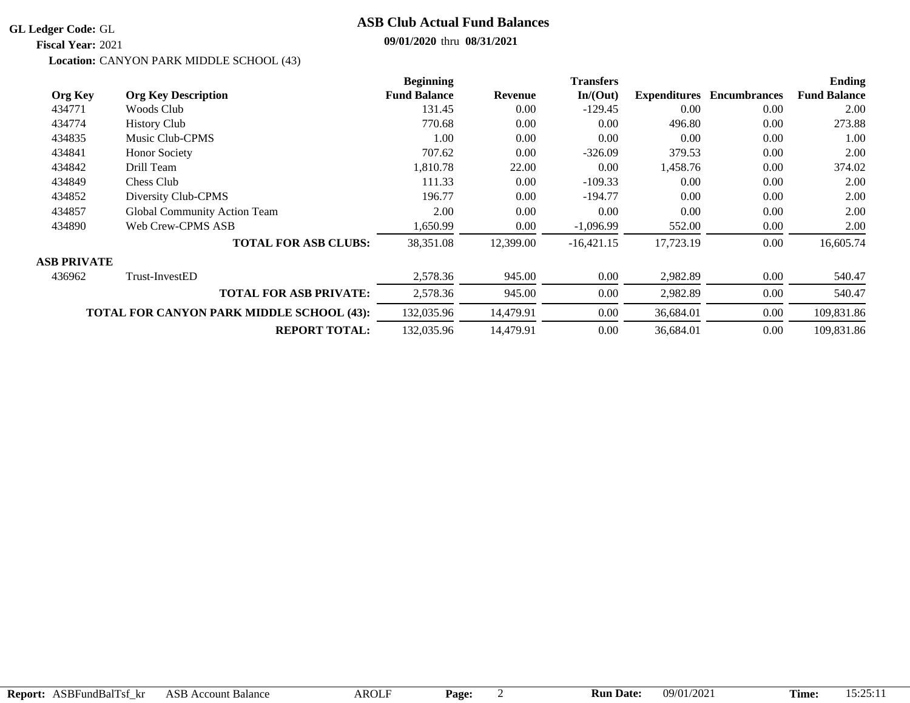**GL Ledger Code:** GL
**Fiscal Year:** 2021
**Location:** CANYON PARK MIDDLE SCHOOL (43)

# ASB Club Actual Fund Balances

**09/01/2020** thru **08/31/2021**

| Org Key | Org Key Description | Beginning Fund Balance | Revenue | Transfers In/(Out) | Expenditures | Encumbrances | Ending Fund Balance |
|---|---|---|---|---|---|---|---|
| 434771 | Woods Club | 131.45 | 0.00 | -129.45 | 0.00 | 0.00 | 2.00 |
| 434774 | History Club | 770.68 | 0.00 | 0.00 | 496.80 | 0.00 | 273.88 |
| 434835 | Music Club-CPMS | 1.00 | 0.00 | 0.00 | 0.00 | 0.00 | 1.00 |
| 434841 | Honor Society | 707.62 | 0.00 | -326.09 | 379.53 | 0.00 | 2.00 |
| 434842 | Drill Team | 1,810.78 | 22.00 | 0.00 | 1,458.76 | 0.00 | 374.02 |
| 434849 | Chess Club | 111.33 | 0.00 | -109.33 | 0.00 | 0.00 | 2.00 |
| 434852 | Diversity Club-CPMS | 196.77 | 0.00 | -194.77 | 0.00 | 0.00 | 2.00 |
| 434857 | Global Community Action Team | 2.00 | 0.00 | 0.00 | 0.00 | 0.00 | 2.00 |
| 434890 | Web Crew-CPMS ASB | 1,650.99 | 0.00 | -1,096.99 | 552.00 | 0.00 | 2.00 |
| | **TOTAL FOR ASB CLUBS:** | 38,351.08 | 12,399.00 | -16,421.15 | 17,723.19 | 0.00 | 16,605.74 |
| **ASB PRIVATE** | | | | | | | |
| 436962 | Trust-InvestED | 2,578.36 | 945.00 | 0.00 | 2,982.89 | 0.00 | 540.47 |
| | **TOTAL FOR ASB PRIVATE:** | 2,578.36 | 945.00 | 0.00 | 2,982.89 | 0.00 | 540.47 |
| | **TOTAL FOR CANYON PARK MIDDLE SCHOOL (43):** | 132,035.96 | 14,479.91 | 0.00 | 36,684.01 | 0.00 | 109,831.86 |
| | **REPORT TOTAL:** | 132,035.96 | 14,479.91 | 0.00 | 36,684.01 | 0.00 | 109,831.86 |

**Report:** ASBFundBalTsf_kr ASB Account Balance AROLF **Run Date:** 09/01/2021 **Time:** 15:25:11